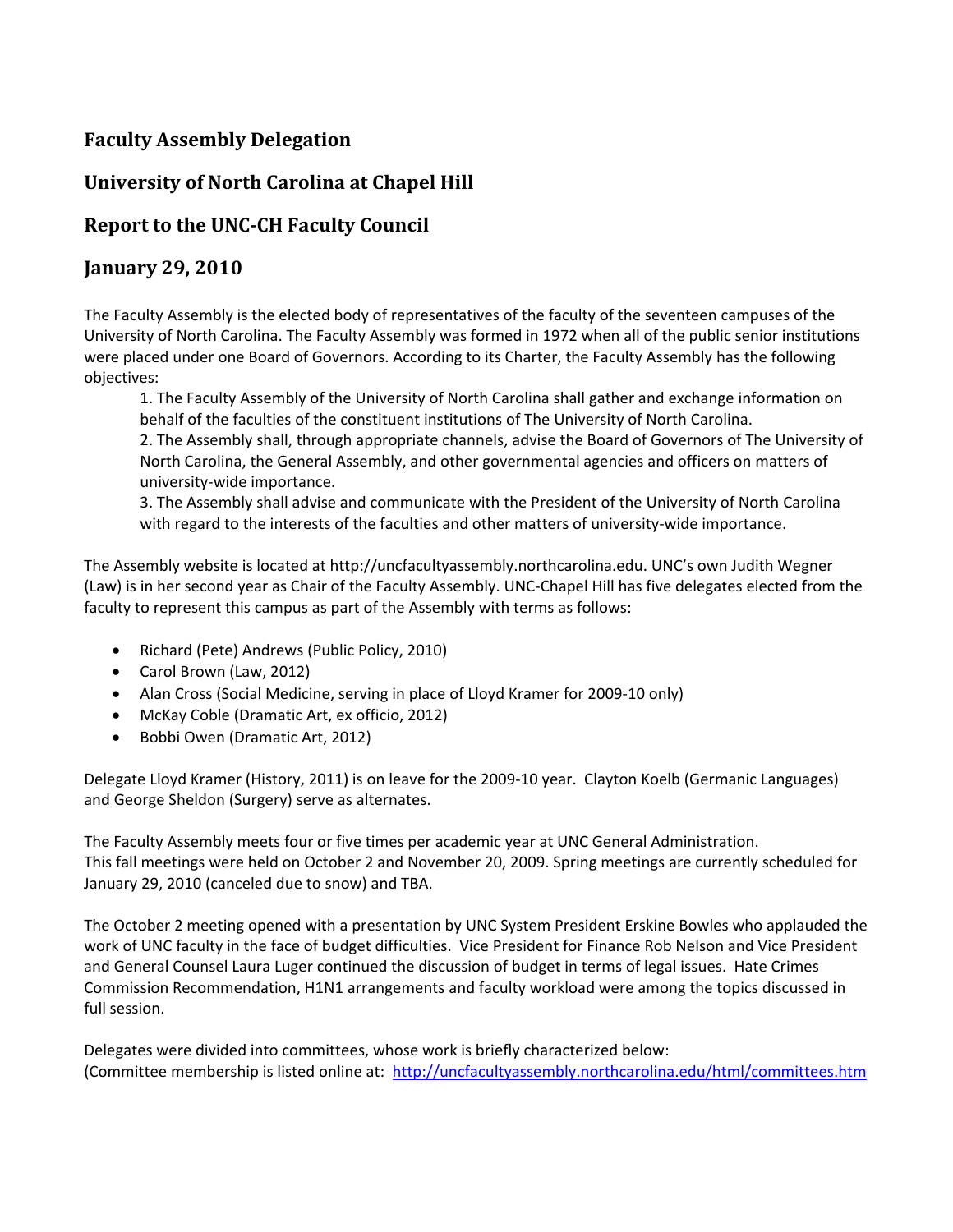# Faculty Assembly Delegation

## University of North Carolina at Chapel Hill

## Report to the UNC-CH Faculty Council

## January 29, 2010

The Faculty Assembly is the elected body of representatives of the faculty of the seventeen campuses of the University of North Carolina. The Faculty Assembly was formed in 1972 when all of the public senior institutions were placed under one Board of Governors. According to its Charter, the Faculty Assembly has the following objectives:

1. The Faculty Assembly of the University of North Carolina shall gather and exchange information on behalf of the faculties of the constituent institutions of The University of North Carolina.
2. The Assembly shall, through appropriate channels, advise the Board of Governors of The University of North Carolina, the General Assembly, and other governmental agencies and officers on matters of university-wide importance.
3. The Assembly shall advise and communicate with the President of the University of North Carolina with regard to the interests of the faculties and other matters of university-wide importance.

The Assembly website is located at http://uncfacultyassembly.northcarolina.edu. UNC's own Judith Wegner (Law) is in her second year as Chair of the Faculty Assembly. UNC-Chapel Hill has five delegates elected from the faculty to represent this campus as part of the Assembly with terms as follows:

- Richard (Pete) Andrews (Public Policy, 2010)
- Carol Brown (Law, 2012)
- Alan Cross (Social Medicine, serving in place of Lloyd Kramer for 2009-10 only)
- McKay Coble (Dramatic Art, ex officio, 2012)
- Bobbi Owen (Dramatic Art, 2012)

Delegate Lloyd Kramer (History, 2011) is on leave for the 2009-10 year. Clayton Koelb (Germanic Languages) and George Sheldon (Surgery) serve as alternates.

The Faculty Assembly meets four or five times per academic year at UNC General Administration. This fall meetings were held on October 2 and November 20, 2009. Spring meetings are currently scheduled for January 29, 2010 (canceled due to snow) and TBA.

The October 2 meeting opened with a presentation by UNC System President Erskine Bowles who applauded the work of UNC faculty in the face of budget difficulties. Vice President for Finance Rob Nelson and Vice President and General Counsel Laura Luger continued the discussion of budget in terms of legal issues. Hate Crimes Commission Recommendation, H1N1 arrangements and faculty workload were among the topics discussed in full session.

Delegates were divided into committees, whose work is briefly characterized below:
(Committee membership is listed online at: http://uncfacultyassembly.northcarolina.edu/html/committees.htm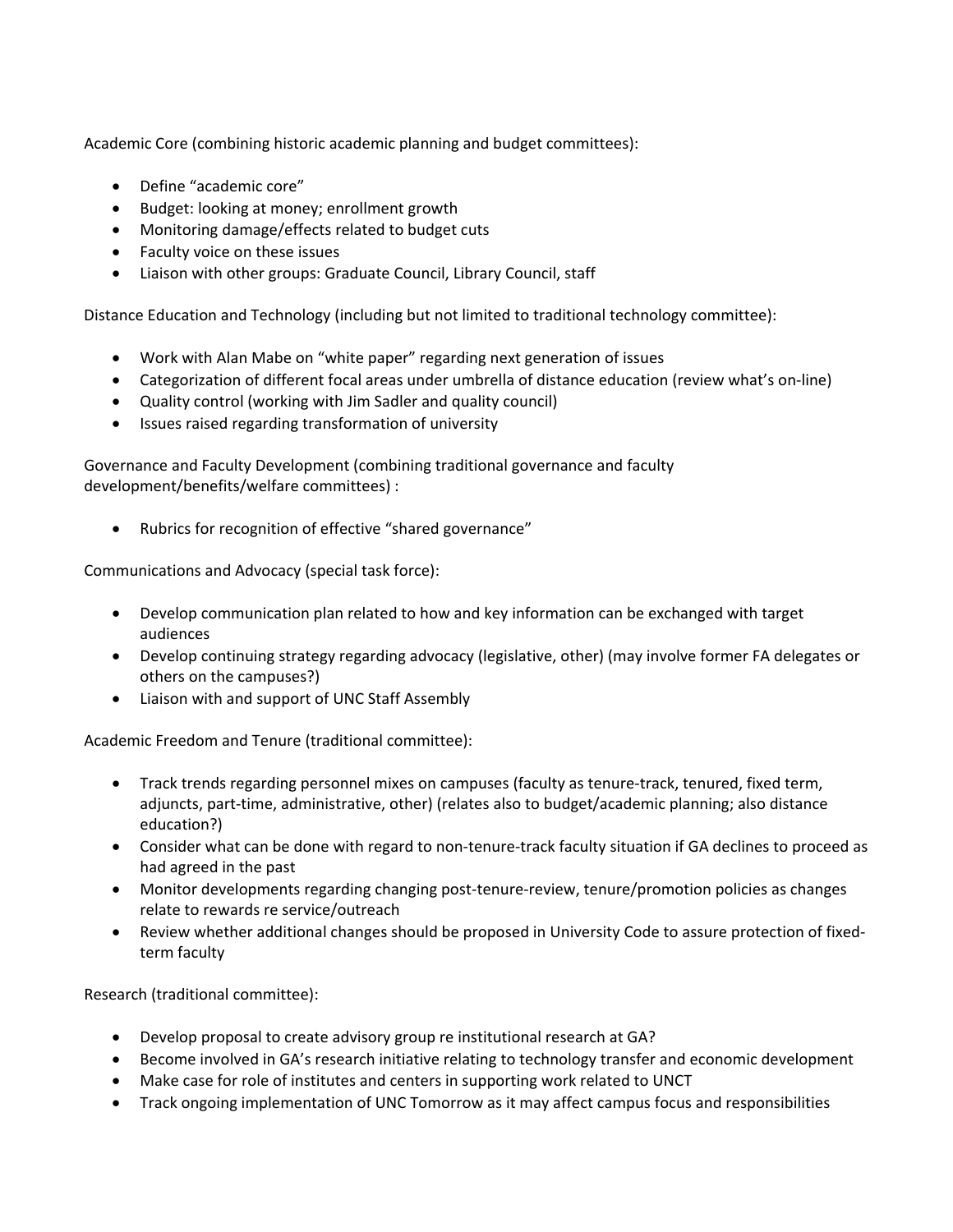Academic Core (combining historic academic planning and budget committees):

- Define "academic core"
- Budget: looking at money; enrollment growth
- Monitoring damage/effects related to budget cuts
- Faculty voice on these issues
- Liaison with other groups: Graduate Council, Library Council, staff

Distance Education and Technology (including but not limited to traditional technology committee):

- Work with Alan Mabe on "white paper" regarding next generation of issues
- Categorization of different focal areas under umbrella of distance education (review what's on-line)
- Quality control (working with Jim Sadler and quality council)
- Issues raised regarding transformation of university

Governance and Faculty Development (combining traditional governance and faculty development/benefits/welfare committees) :

- Rubrics for recognition of effective "shared governance"

Communications and Advocacy (special task force):

- Develop communication plan related to how and key information can be exchanged with target audiences
- Develop continuing strategy regarding advocacy (legislative, other) (may involve former FA delegates or others on the campuses?)
- Liaison with and support of UNC Staff Assembly

Academic Freedom and Tenure (traditional committee):

- Track trends regarding personnel mixes on campuses (faculty as tenure-track, tenured, fixed term, adjuncts, part-time, administrative, other) (relates also to budget/academic planning; also distance education?)
- Consider what can be done with regard to non-tenure-track faculty situation if GA declines to proceed as had agreed in the past
- Monitor developments regarding changing post-tenure-review, tenure/promotion policies as changes relate to rewards re service/outreach
- Review whether additional changes should be proposed in University Code to assure protection of fixed-term faculty

Research (traditional committee):

- Develop proposal to create advisory group re institutional research at GA?
- Become involved in GA's research initiative relating to technology transfer and economic development
- Make case for role of institutes and centers in supporting work related to UNCT
- Track ongoing implementation of UNC Tomorrow as it may affect campus focus and responsibilities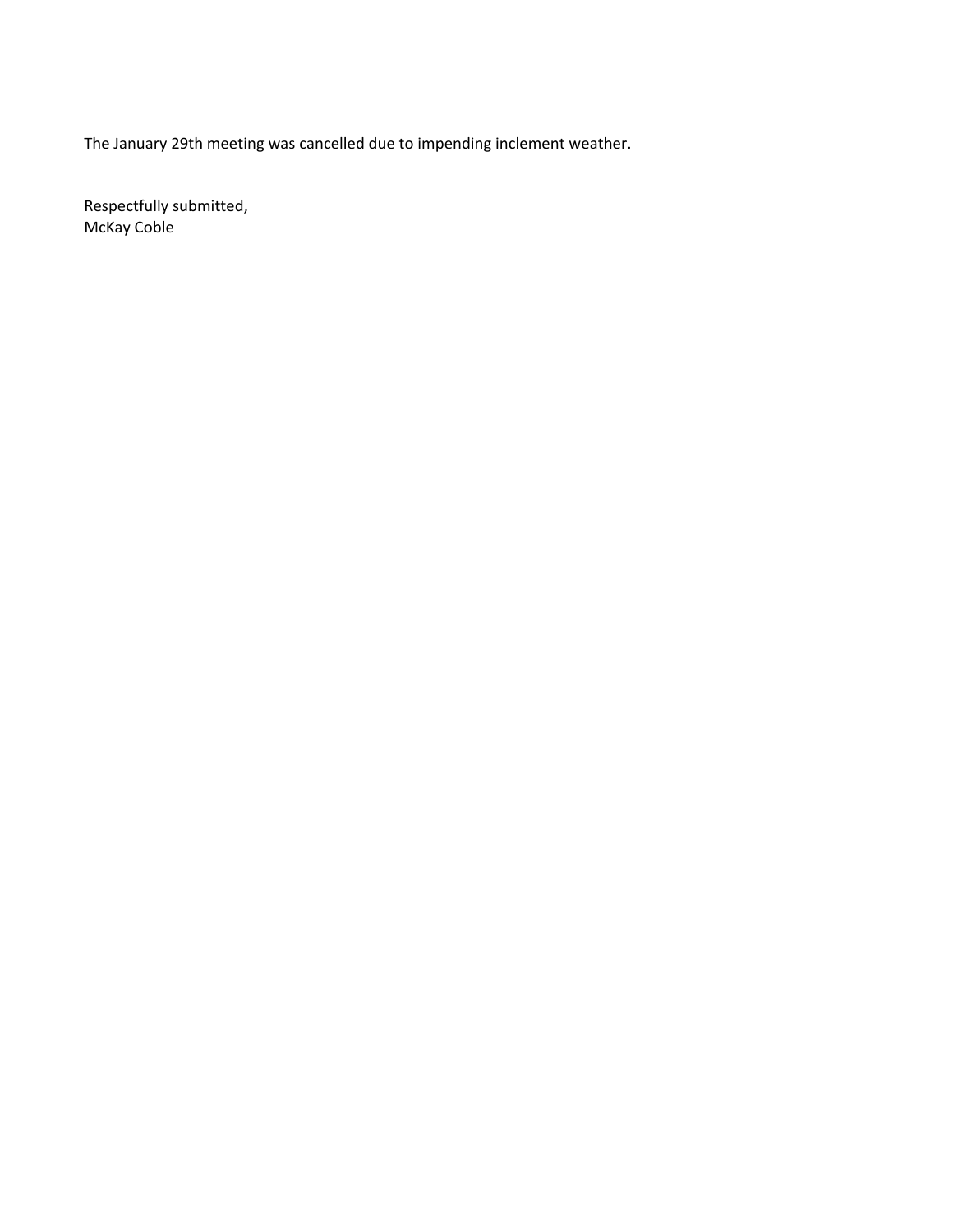The January 29th meeting was cancelled due to impending inclement weather.

Respectfully submitted,
McKay Coble